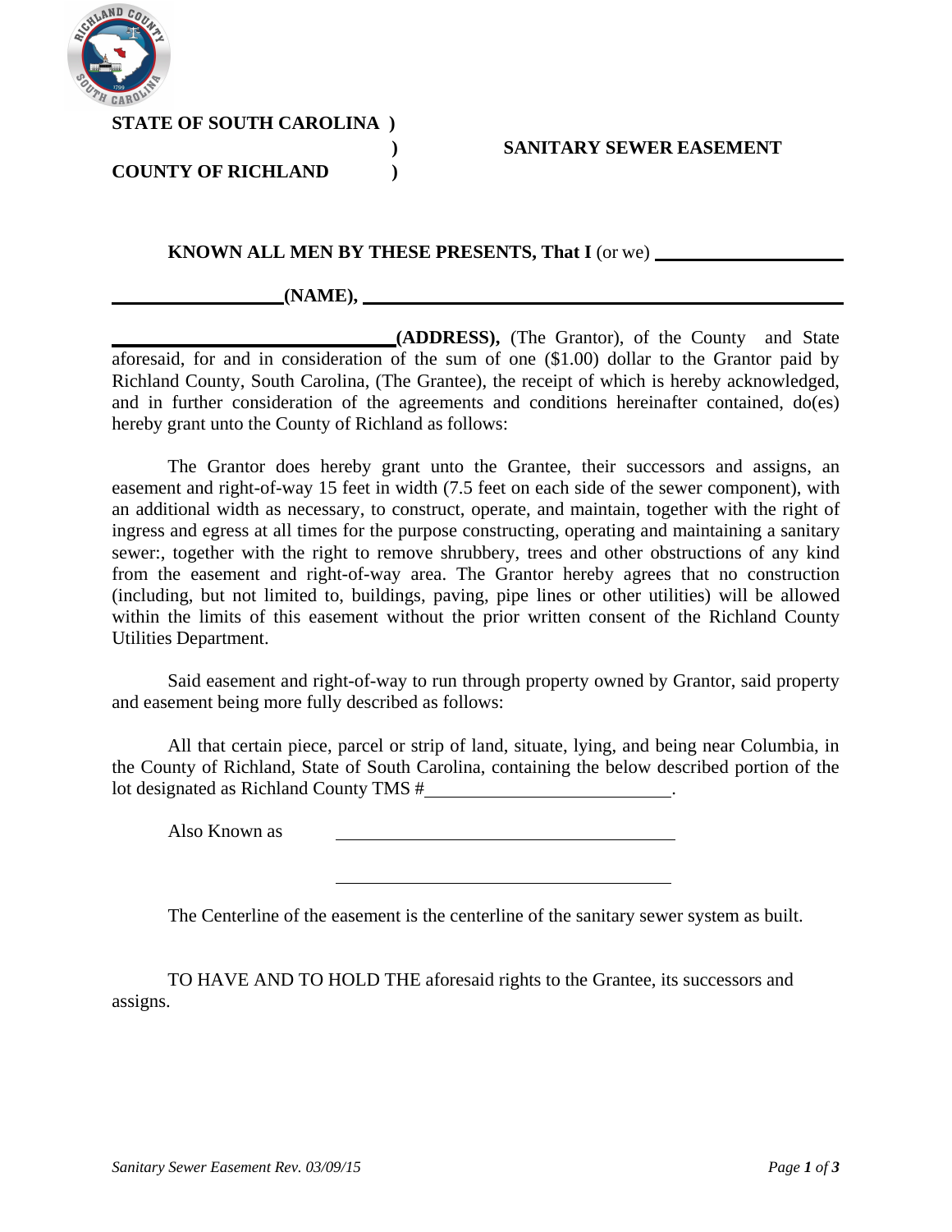**STATE OF SOUTH CAROLINA )**

**) SANITARY SEWER EASEMENT**

**COUNTY OF RICHLAND )**

**KNOWN ALL MEN BY THESE PRESENTS, That I** (or we) ____________________

__________________**(NAME),** ______________________________________________________

______________________________**(ADDRESS),** (The Grantor), of the County and State aforesaid, for and in consideration of the sum of one ($1.00) dollar to the Grantor paid by Richland County, South Carolina, (The Grantee), the receipt of which is hereby acknowledged, and in further consideration of the agreements and conditions hereinafter contained, do(es) hereby grant unto the County of Richland as follows:

The Grantor does hereby grant unto the Grantee, their successors and assigns, an easement and right-of-way 15 feet in width (7.5 feet on each side of the sewer component), with an additional width as necessary, to construct, operate, and maintain, together with the right of ingress and egress at all times for the purpose constructing, operating and maintaining a sanitary sewer:, together with the right to remove shrubbery, trees and other obstructions of any kind from the easement and right-of-way area. The Grantor hereby agrees that no construction (including, but not limited to, buildings, paving, pipe lines or other utilities) will be allowed within the limits of this easement without the prior written consent of the Richland County Utilities Department.

Said easement and right-of-way to run through property owned by Grantor, said property and easement being more fully described as follows:

All that certain piece, parcel or strip of land, situate, lying, and being near Columbia, in the County of Richland, State of South Carolina, containing the below described portion of the lot designated as Richland County TMS #__________________________.

Also Known as ____________________________________

____________________________________

The Centerline of the easement is the centerline of the sanitary sewer system as built.

TO HAVE AND TO HOLD THE aforesaid rights to the Grantee, its successors and assigns.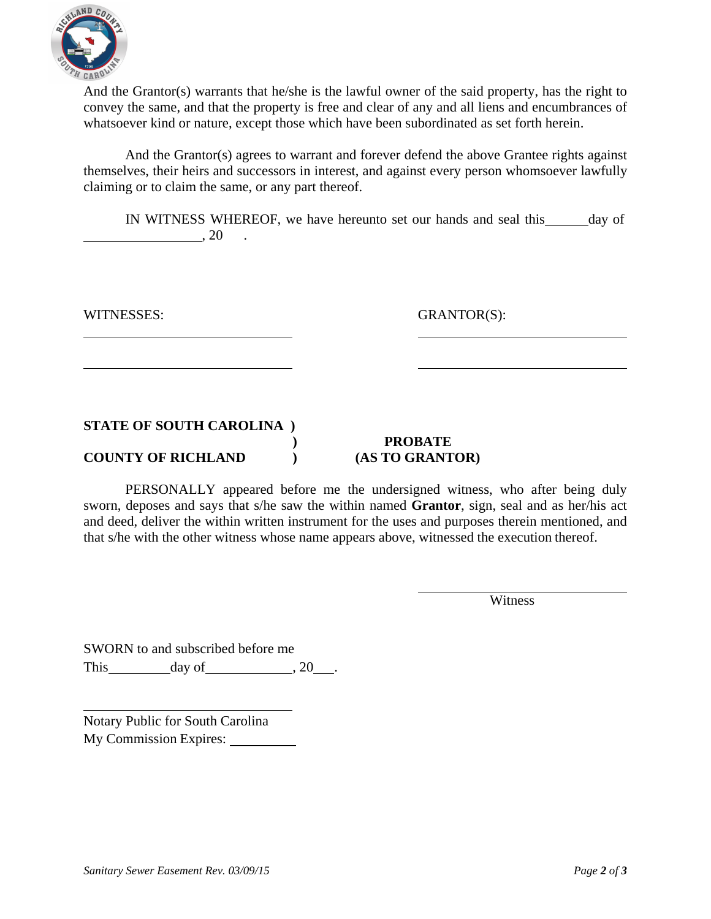And the Grantor(s) warrants that he/she is the lawful owner of the said property, has the right to convey the same, and that the property is free and clear of any and all liens and encumbrances of whatsoever kind or nature, except those which have been subordinated as set forth herein.

And the Grantor(s) agrees to warrant and forever defend the above Grantee rights against themselves, their heirs and successors in interest, and against every person whomsoever lawfully claiming or to claim the same, or any part thereof.

IN WITNESS WHEREOF, we have hereunto set our hands and seal this ______ day of ________________, 20 .

WITNESSES: ______________________________ ______________________________

GRANTOR(S): ______________________________ ______________________________

**STATE OF SOUTH CAROLINA )**
**)**
**COUNTY OF RICHLAND )**

**PROBATE**
**(AS TO GRANTOR)**

PERSONALLY appeared before me the undersigned witness, who after being duly sworn, deposes and says that s/he saw the within named **Grantor**, sign, seal and as her/his act and deed, deliver the within written instrument for the uses and purposes therein mentioned, and that s/he with the other witness whose name appears above, witnessed the execution thereof.

______________________________
Witness

SWORN to and subscribed before me
This _________ day of ____________, 20___.

______________________________
Notary Public for South Carolina
My Commission Expires: __________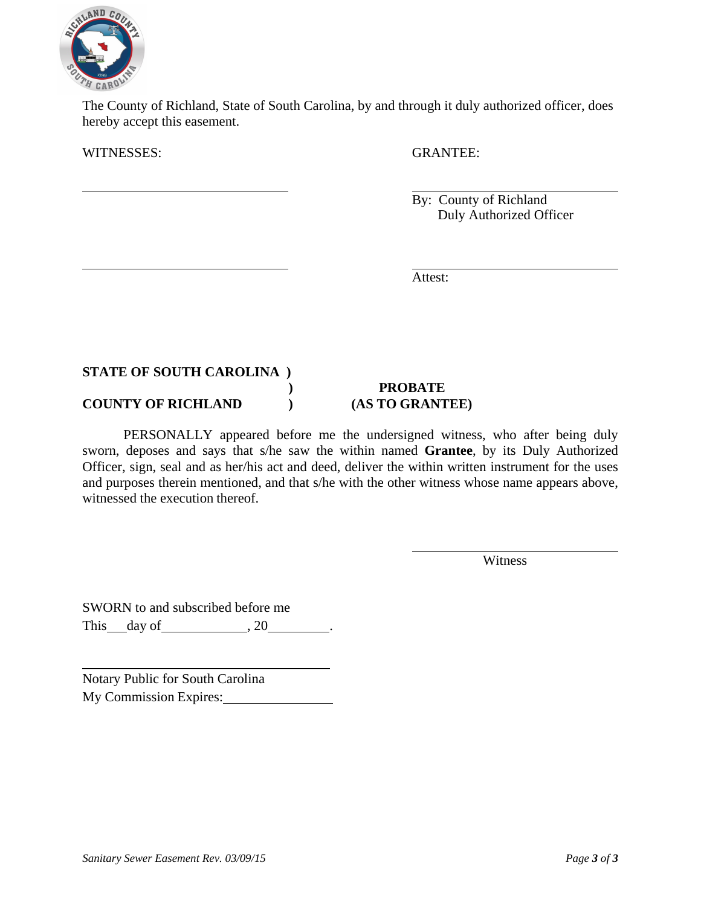The County of Richland, State of South Carolina, by and through it duly authorized officer, does hereby accept this easement.

WITNESSES:

\_\_\_\_\_\_\_\_\_\_\_\_\_\_\_\_\_\_\_\_\_\_\_\_\_\_\_\_\_\_

\_\_\_\_\_\_\_\_\_\_\_\_\_\_\_\_\_\_\_\_\_\_\_\_\_\_\_\_\_\_

GRANTEE:

\_\_\_\_\_\_\_\_\_\_\_\_\_\_\_\_\_\_\_\_\_\_\_\_\_\_\_\_\_\_

By: County of Richland
Duly Authorized Officer

\_\_\_\_\_\_\_\_\_\_\_\_\_\_\_\_\_\_\_\_\_\_\_\_\_\_\_\_\_\_

Attest:

**STATE OF SOUTH CAROLINA )**
**)**
**COUNTY OF RICHLAND )**

**PROBATE**
**(AS TO GRANTEE)**

PERSONALLY appeared before me the undersigned witness, who after being duly sworn, deposes and says that s/he saw the within named **Grantee**, by its Duly Authorized Officer, sign, seal and as her/his act and deed, deliver the within written instrument for the uses and purposes therein mentioned, and that s/he with the other witness whose name appears above, witnessed the execution thereof.

\_\_\_\_\_\_\_\_\_\_\_\_\_\_\_\_\_\_\_\_\_\_\_\_\_\_\_\_\_\_
Witness

SWORN to and subscribed before me
This\_\_\_day of\_\_\_\_\_\_\_\_\_\_\_\_\_, 20\_\_\_\_\_\_\_\_\_.

\_\_\_\_\_\_\_\_\_\_\_\_\_\_\_\_\_\_\_\_\_\_\_\_\_\_\_\_\_\_\_\_\_\_\_\_
Notary Public for South Carolina
My Commission Expires:\_\_\_\_\_\_\_\_\_\_\_\_\_\_\_\_\_

*Sanitary Sewer Easement Rev. 03/09/15*